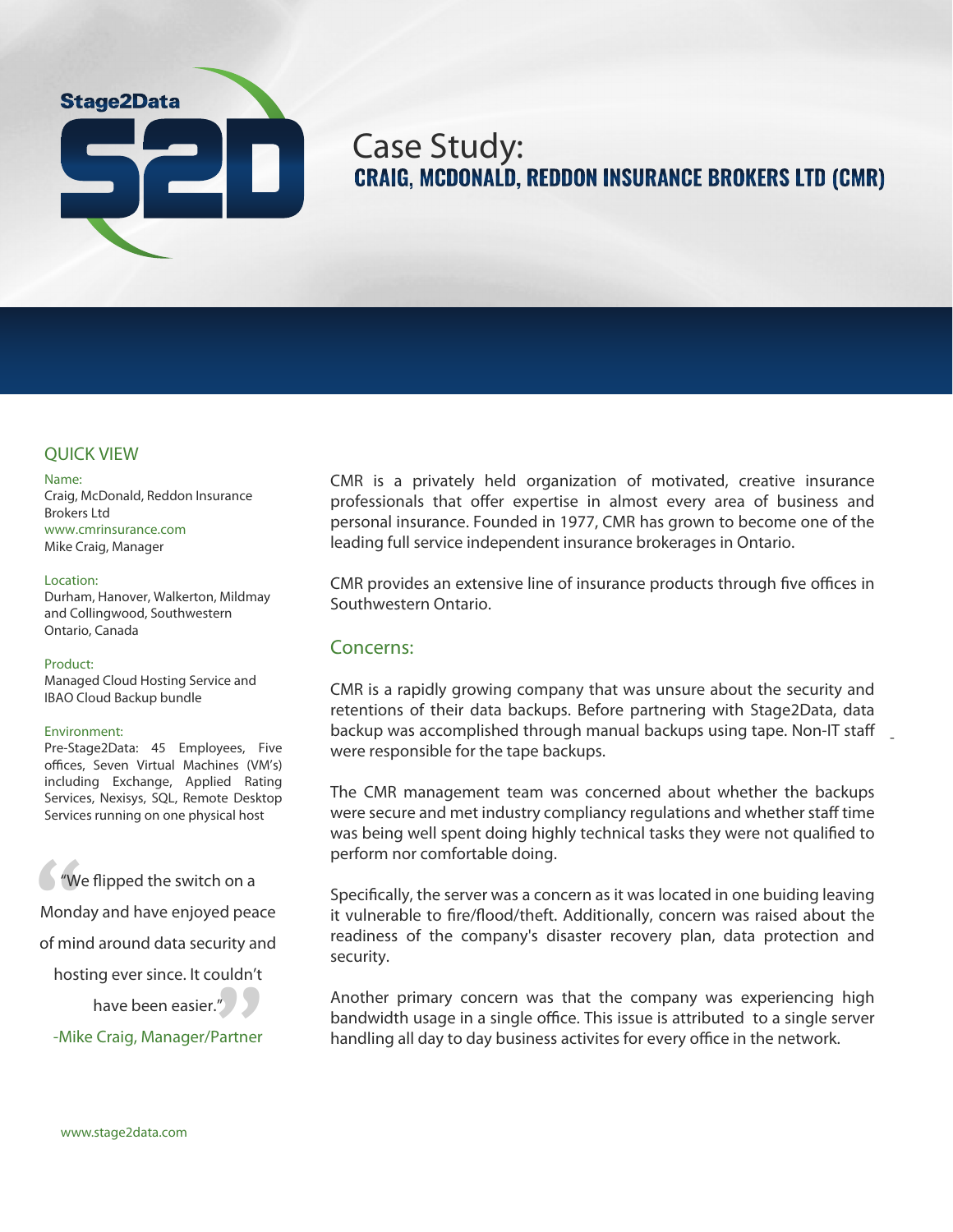Stage2Data

S2D

# Case Study:
## CRAIG, MCDONALD, REDDON INSURANCE BROKERS LTD (CMR)

### QUICK VIEW

Name:
Craig, McDonald, Reddon Insurance Brokers Ltd
www.cmrinsurance.com
Mike Craig, Manager

Location:
Durham, Hanover, Walkerton, Mildmay and Collingwood, Southwestern Ontario, Canada

Product:
Managed Cloud Hosting Service and IBAO Cloud Backup bundle

Environment:
Pre-Stage2Data: 45 Employees, Five offices, Seven Virtual Machines (VM's) including Exchange, Applied Rating Services, Nexisys, SQL, Remote Desktop Services running on one physical host

> "We flipped the switch on a Monday and have enjoyed peace of mind around data security and hosting ever since. It couldn't have been easier."
>
> -Mike Craig, Manager/Partner

CMR is a privately held organization of motivated, creative insurance professionals that offer expertise in almost every area of business and personal insurance. Founded in 1977, CMR has grown to become one of the leading full service independent insurance brokerages in Ontario.

CMR provides an extensive line of insurance products through five offices in Southwestern Ontario.

### Concerns:

CMR is a rapidly growing company that was unsure about the security and retentions of their data backups. Before partnering with Stage2Data, data backup was accomplished through manual backups using tape. Non-IT staff were responsible for the tape backups.

The CMR management team was concerned about whether the backups were secure and met industry compliancy regulations and whether staff time was being well spent doing highly technical tasks they were not qualified to perform nor comfortable doing.

Specifically, the server was a concern as it was located in one buiding leaving it vulnerable to fire/flood/theft. Additionally, concern was raised about the readiness of the company's disaster recovery plan, data protection and security.

Another primary concern was that the company was experiencing high bandwidth usage in a single office. This issue is attributed to a single server handling all day to day business activites for every office in the network.

www.stage2data.com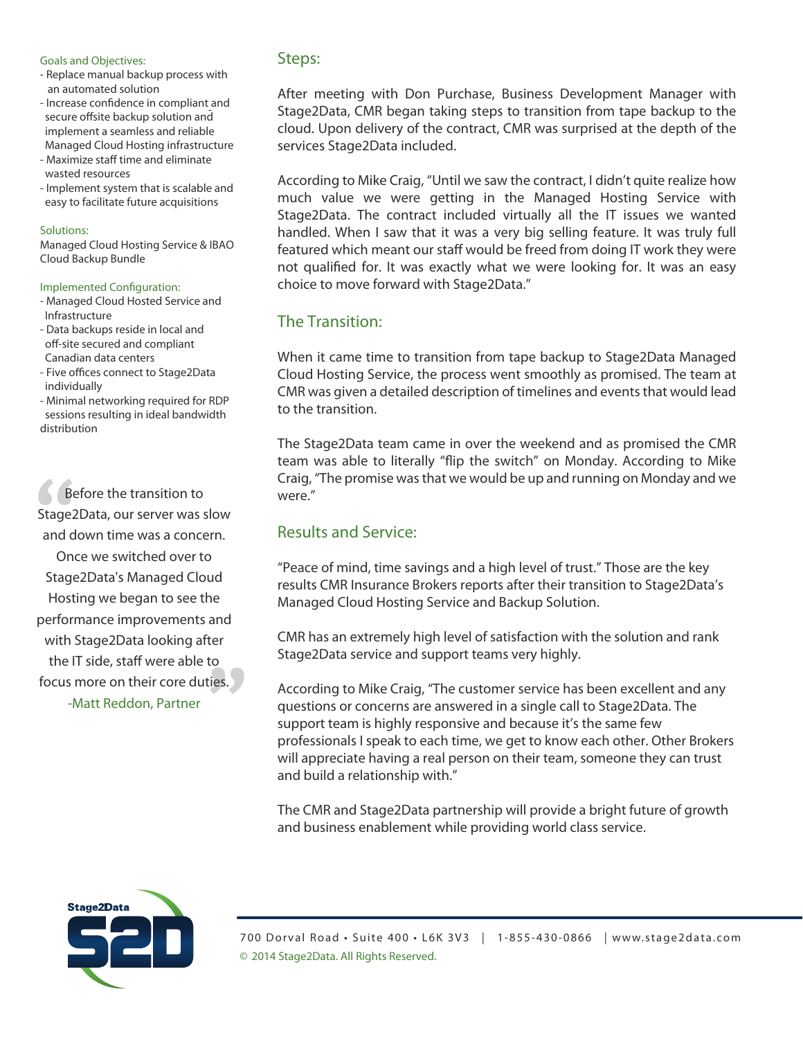Goals and Objectives:

- Replace manual backup process with an automated solution
- Increase confidence in compliant and secure offsite backup solution and implement a seamless and reliable Managed Cloud Hosting infrastructure
- Maximize staff time and eliminate wasted resources
- Implement system that is scalable and easy to facilitate future acquisitions

Solutions:

Managed Cloud Hosting Service & IBAO Cloud Backup Bundle

Implemented Configuration:

- Managed Cloud Hosted Service and Infrastructure
- Data backups reside in local and off-site secured and compliant Canadian data centers
- Five offices connect to Stage2Data individually
- Minimal networking required for RDP sessions resulting in ideal bandwidth distribution

> "Before the transition to Stage2Data, our server was slow and down time was a concern. Once we switched over to Stage2Data's Managed Cloud Hosting we began to see the performance improvements and with Stage2Data looking after the IT side, staff were able to focus more on their core duties."
>
> -Matt Reddon, Partner

## Steps:

After meeting with Don Purchase, Business Development Manager with Stage2Data, CMR began taking steps to transition from tape backup to the cloud. Upon delivery of the contract, CMR was surprised at the depth of the services Stage2Data included.

According to Mike Craig, "Until we saw the contract, I didn't quite realize how much value we were getting in the Managed Hosting Service with Stage2Data. The contract included virtually all the IT issues we wanted handled. When I saw that it was a very big selling feature. It was truly full featured which meant our staff would be freed from doing IT work they were not qualified for. It was exactly what we were looking for. It was an easy choice to move forward with Stage2Data."

## The Transition:

When it came time to transition from tape backup to Stage2Data Managed Cloud Hosting Service, the process went smoothly as promised. The team at CMR was given a detailed description of timelines and events that would lead to the transition.

The Stage2Data team came in over the weekend and as promised the CMR team was able to literally "flip the switch" on Monday. According to Mike Craig, "The promise was that we would be up and running on Monday and we were."

## Results and Service:

"Peace of mind, time savings and a high level of trust." Those are the key results CMR Insurance Brokers reports after their transition to Stage2Data's Managed Cloud Hosting Service and Backup Solution.

CMR has an extremely high level of satisfaction with the solution and rank Stage2Data service and support teams very highly.

According to Mike Craig, "The customer service has been excellent and any questions or concerns are answered in a single call to Stage2Data. The support team is highly responsive and because it's the same few professionals I speak to each time, we get to know each other. Other Brokers will appreciate having a real person on their team, someone they can trust and build a relationship with."

The CMR and Stage2Data partnership will provide a bright future of growth and business enablement while providing world class service.

Stage2Data S2D

700 Dorval Road • Suite 400 • L6K 3V3 | 1-855-430-0866 | www.stage2data.com

© 2014 Stage2Data. All Rights Reserved.